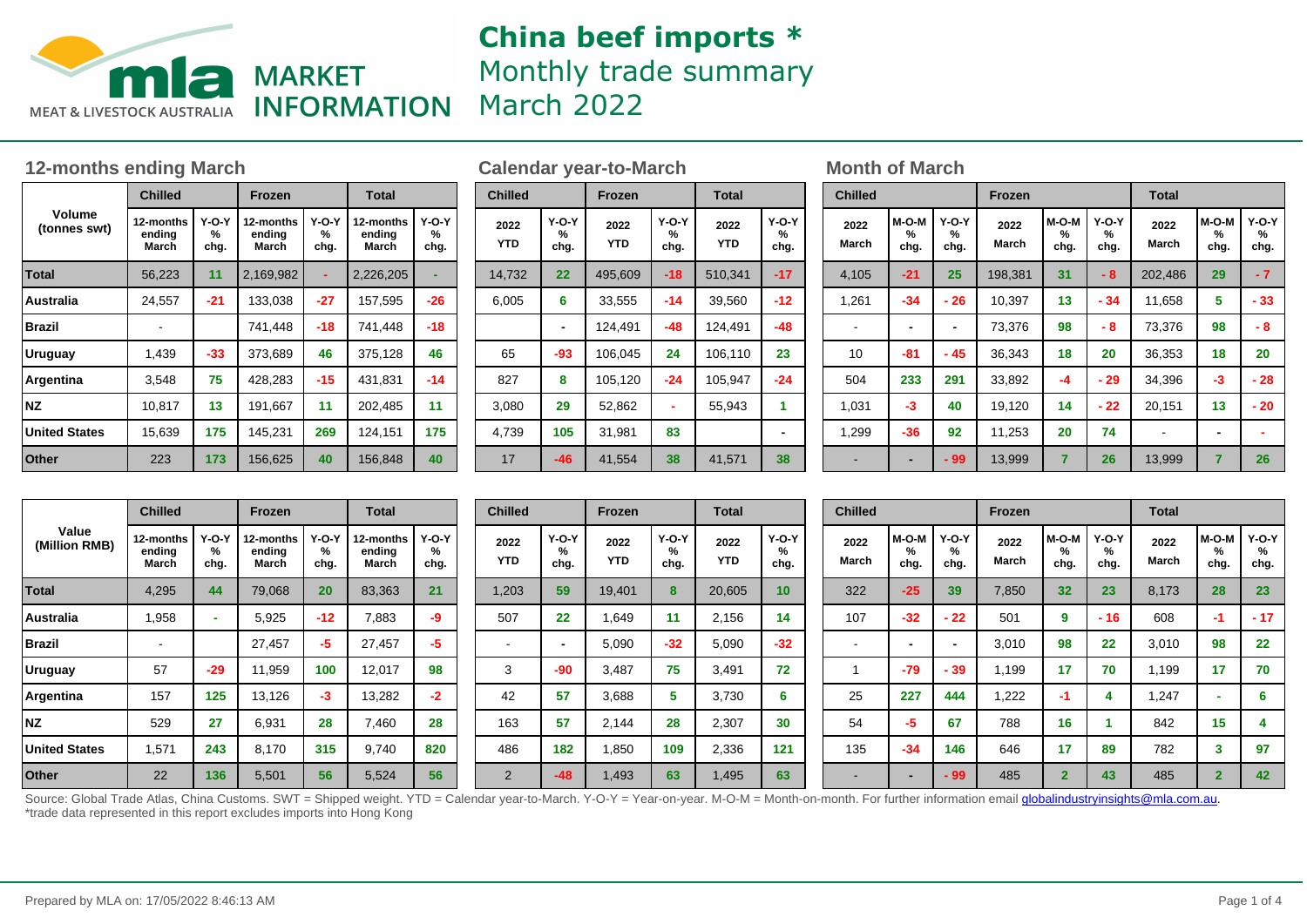MLA MARKET INFORMATION — MEAT & LIVESTOCK AUSTRALIA

# China beef imports *

## Monthly trade summary

## March 2022

### 12-months ending March

| Volume (tonnes swt) | Chilled | | Frozen | | Total | |
|---|---|---|---|---|---|---|
| | 12-months ending March | Y-O-Y % chg. | 12-months ending March | Y-O-Y % chg. | 12-months ending March | Y-O-Y % chg. |
| **Total** | 56,223 | 11 | 2,169,982 | - | 2,226,205 | - |
| **Australia** | 24,557 | -21 | 133,038 | -27 | 157,595 | -26 |
| **Brazil** | - | | 741,448 | -18 | 741,448 | -18 |
| **Uruguay** | 1,439 | -33 | 373,689 | 46 | 375,128 | 46 |
| **Argentina** | 3,548 | 75 | 428,283 | -15 | 431,831 | -14 |
| **NZ** | 10,817 | 13 | 191,667 | 11 | 202,485 | 11 |
| **United States** | 15,639 | 175 | 145,231 | 269 | 124,151 | 175 |
| **Other** | 223 | 173 | 156,625 | 40 | 156,848 | 40 |

| Value (Million RMB) | Chilled | | Frozen | | Total | |
|---|---|---|---|---|---|---|
| | 12-months ending March | Y-O-Y % chg. | 12-months ending March | Y-O-Y % chg. | 12-months ending March | Y-O-Y % chg. |
| **Total** | 4,295 | 44 | 79,068 | 20 | 83,363 | 21 |
| **Australia** | 1,958 | - | 5,925 | -12 | 7,883 | -9 |
| **Brazil** | - | | 27,457 | -5 | 27,457 | -5 |
| **Uruguay** | 57 | -29 | 11,959 | 100 | 12,017 | 98 |
| **Argentina** | 157 | 125 | 13,126 | -3 | 13,282 | -2 |
| **NZ** | 529 | 27 | 6,931 | 28 | 7,460 | 28 |
| **United States** | 1,571 | 243 | 8,170 | 315 | 9,740 | 820 |
| **Other** | 22 | 136 | 5,501 | 56 | 5,524 | 56 |

### Calendar year-to-March

| Volume (tonnes swt) | Chilled | | Frozen | | Total | |
|---|---|---|---|---|---|---|
| | 2022 YTD | Y-O-Y % chg. | 2022 YTD | Y-O-Y % chg. | 2022 YTD | Y-O-Y % chg. |
| **Total** | 14,732 | 22 | 495,609 | -18 | 510,341 | -17 |
| **Australia** | 6,005 | 6 | 33,555 | -14 | 39,560 | -12 |
| **Brazil** | | - | 124,491 | -48 | 124,491 | -48 |
| **Uruguay** | 65 | -93 | 106,045 | 24 | 106,110 | 23 |
| **Argentina** | 827 | 8 | 105,120 | -24 | 105,947 | -24 |
| **NZ** | 3,080 | 29 | 52,862 | - | 55,943 | 1 |
| **United States** | 4,739 | 105 | 31,981 | 83 | | - |
| **Other** | 17 | -46 | 41,554 | 38 | 41,571 | 38 |

| Value (Million RMB) | Chilled | | Frozen | | Total | |
|---|---|---|---|---|---|---|
| | 2022 YTD | Y-O-Y % chg. | 2022 YTD | Y-O-Y % chg. | 2022 YTD | Y-O-Y % chg. |
| **Total** | 1,203 | 59 | 19,401 | 8 | 20,605 | 10 |
| **Australia** | 507 | 22 | 1,649 | 11 | 2,156 | 14 |
| **Brazil** | - | - | 5,090 | -32 | 5,090 | -32 |
| **Uruguay** | 3 | -90 | 3,487 | 75 | 3,491 | 72 |
| **Argentina** | 42 | 57 | 3,688 | 5 | 3,730 | 6 |
| **NZ** | 163 | 57 | 2,144 | 28 | 2,307 | 30 |
| **United States** | 486 | 182 | 1,850 | 109 | 2,336 | 121 |
| **Other** | 2 | -48 | 1,493 | 63 | 1,495 | 63 |

### Month of March

| Volume (tonnes swt) | Chilled | | | Frozen | | | Total | | |
|---|---|---|---|---|---|---|---|---|---|
| | 2022 March | M-O-M % chg. | Y-O-Y % chg. | 2022 March | M-O-M % chg. | Y-O-Y % chg. | 2022 March | M-O-M % chg. | Y-O-Y % chg. |
| **Total** | 4,105 | -21 | 25 | 198,381 | 31 | - 8 | 202,486 | 29 | - 7 |
| **Australia** | 1,261 | -34 | - 26 | 10,397 | 13 | - 34 | 11,658 | 5 | - 33 |
| **Brazil** | - | - | - | 73,376 | 98 | - 8 | 73,376 | 98 | - 8 |
| **Uruguay** | 10 | -81 | - 45 | 36,343 | 18 | 20 | 36,353 | 18 | 20 |
| **Argentina** | 504 | 233 | 291 | 33,892 | -4 | - 29 | 34,396 | -3 | - 28 |
| **NZ** | 1,031 | -3 | 40 | 19,120 | 14 | - 22 | 20,151 | 13 | - 20 |
| **United States** | 1,299 | -36 | 92 | 11,253 | 20 | 74 | - | - | - |
| **Other** | - | - | - 99 | 13,999 | 7 | 26 | 13,999 | 7 | 26 |

| Value (Million RMB) | Chilled | | | Frozen | | | Total | | |
|---|---|---|---|---|---|---|---|---|---|
| | 2022 March | M-O-M % chg. | Y-O-Y % chg. | 2022 March | M-O-M % chg. | Y-O-Y % chg. | 2022 March | M-O-M % chg. | Y-O-Y % chg. |
| **Total** | 322 | -25 | 39 | 7,850 | 32 | 23 | 8,173 | 28 | 23 |
| **Australia** | 107 | -32 | - 22 | 501 | 9 | - 16 | 608 | -1 | - 17 |
| **Brazil** | - | - | - | 3,010 | 98 | 22 | 3,010 | 98 | 22 |
| **Uruguay** | 1 | -79 | - 39 | 1,199 | 17 | 70 | 1,199 | 17 | 70 |
| **Argentina** | 25 | 227 | 444 | 1,222 | -1 | 4 | 1,247 | - | 6 |
| **NZ** | 54 | -5 | 67 | 788 | 16 | 1 | 842 | 15 | 4 |
| **United States** | 135 | -34 | 146 | 646 | 17 | 89 | 782 | 3 | 97 |
| **Other** | - | - | - 99 | 485 | 2 | 43 | 485 | 2 | 42 |

Source: Global Trade Atlas, China Customs. SWT = Shipped weight. YTD = Calendar year-to-March. Y-O-Y = Year-on-year. M-O-M = Month-on-month. For further information email globalindustryinsights@mla.com.au.

*trade data represented in this report excludes imports into Hong Kong

Prepared by MLA on: 17/05/2022 8:46:13 AM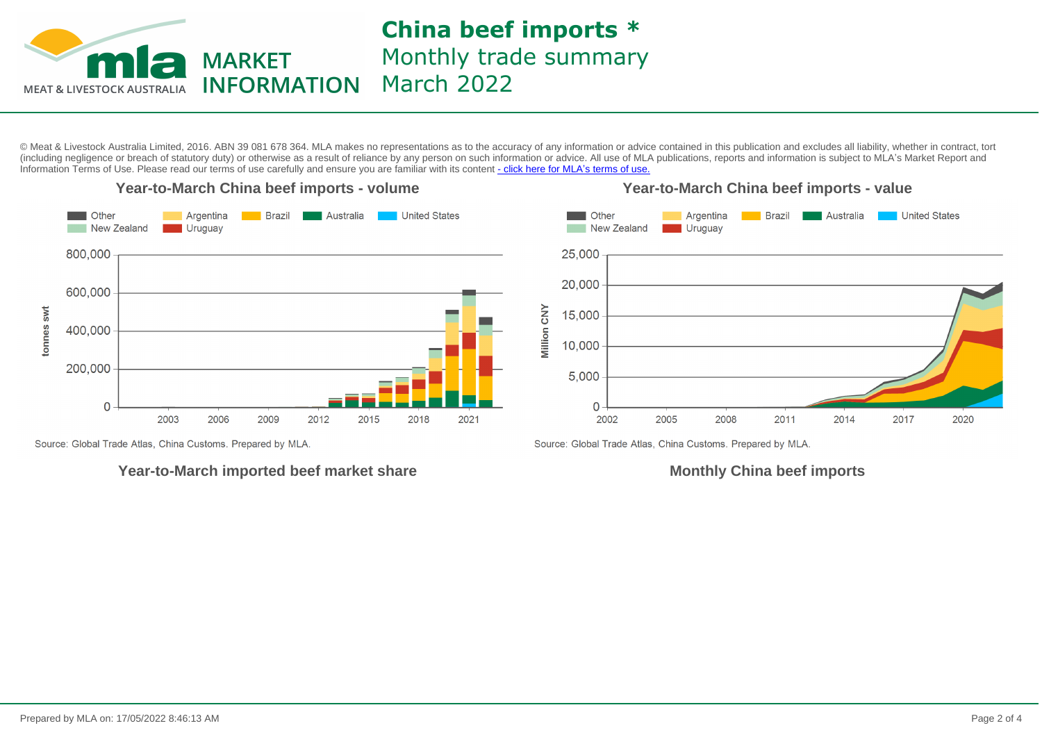# China beef imports *

## Monthly trade summary March 2022

© Meat & Livestock Australia Limited, 2016. ABN 39 081 678 364. MLA makes no representations as to the accuracy of any information or advice contained in this publication and excludes all liability, whether in contract, tort (including negligence or breach of statutory duty) or otherwise as a result of reliance by any person on such information or advice. All use of MLA publications, reports and information is subject to MLA's Market Report and Information Terms of Use. Please read our terms of use carefully and ensure you are familiar with its content - click here for MLA's terms of use.

### Year-to-March China beef imports - volume

Legend: Other, Argentina, Brazil, Australia, United States, New Zealand, Uruguay

Y-axis: tonnes swt (0 – 800,000)

X-axis: 2003, 2006, 2009, 2012, 2015, 2018, 2021

Source: Global Trade Atlas, China Customs. Prepared by MLA.

### Year-to-March China beef imports - value

Legend: Other, Argentina, Brazil, Australia, United States, New Zealand, Uruguay

Y-axis: Million CNY (0 – 25,000)

X-axis: 2002, 2005, 2008, 2011, 2014, 2017, 2020

Source: Global Trade Atlas, China Customs. Prepared by MLA.

### Year-to-March imported beef market share

### Monthly China beef imports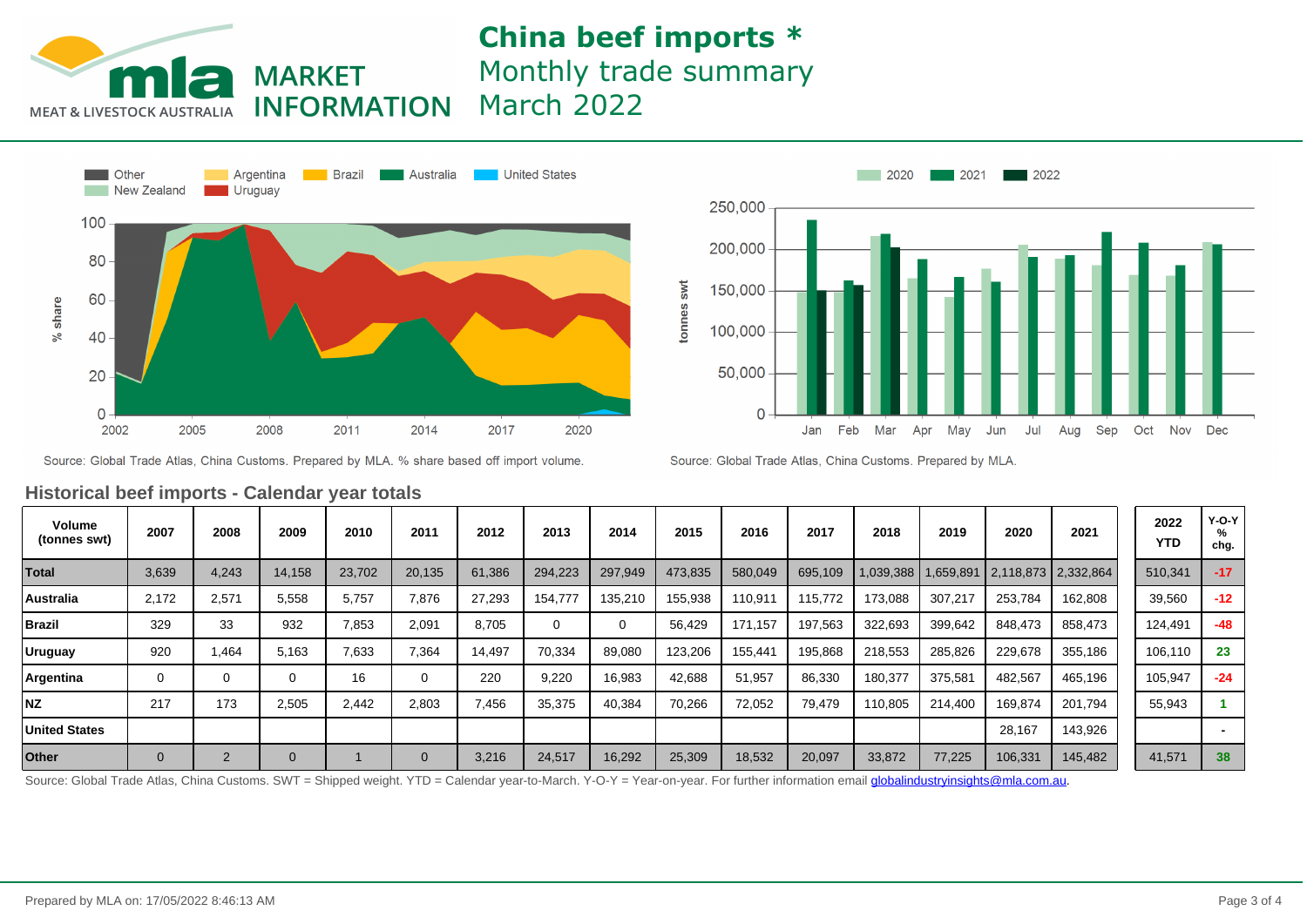# China beef imports *

## Monthly trade summary March 2022

MLA MARKET INFORMATION — MEAT & LIVESTOCK AUSTRALIA

Source: Global Trade Atlas, China Customs. Prepared by MLA. % share based off import volume.

Source: Global Trade Atlas, China Customs. Prepared by MLA.

### Historical beef imports - Calendar year totals

| Volume (tonnes swt) | 2007 | 2008 | 2009 | 2010 | 2011 | 2012 | 2013 | 2014 | 2015 | 2016 | 2017 | 2018 | 2019 | 2020 | 2021 | 2022 YTD | Y-O-Y % chg. |
|---|---|---|---|---|---|---|---|---|---|---|---|---|---|---|---|---|---|
| **Total** | 3,639 | 4,243 | 14,158 | 23,702 | 20,135 | 61,386 | 294,223 | 297,949 | 473,835 | 580,049 | 695,109 | 1,039,388 | 1,659,891 | 2,118,873 | 2,332,864 | 510,341 | -17 |
| **Australia** | 2,172 | 2,571 | 5,558 | 5,757 | 7,876 | 27,293 | 154,777 | 135,210 | 155,938 | 110,911 | 115,772 | 173,088 | 307,217 | 253,784 | 162,808 | 39,560 | -12 |
| **Brazil** | 329 | 33 | 932 | 7,853 | 2,091 | 8,705 | 0 | 0 | 56,429 | 171,157 | 197,563 | 322,693 | 399,642 | 848,473 | 858,473 | 124,491 | -48 |
| **Uruguay** | 920 | 1,464 | 5,163 | 7,633 | 7,364 | 14,497 | 70,334 | 89,080 | 123,206 | 155,441 | 195,868 | 218,553 | 285,826 | 229,678 | 355,186 | 106,110 | 23 |
| **Argentina** | 0 | 0 | 0 | 16 | 0 | 220 | 9,220 | 16,983 | 42,688 | 51,957 | 86,330 | 180,377 | 375,581 | 482,567 | 465,196 | 105,947 | -24 |
| **NZ** | 217 | 173 | 2,505 | 2,442 | 2,803 | 7,456 | 35,375 | 40,384 | 70,266 | 72,052 | 79,479 | 110,805 | 214,400 | 169,874 | 201,794 | 55,943 | 1 |
| **United States** | | | | | | | | | | | | | | 28,167 | 143,926 | | - |
| **Other** | 0 | 2 | 0 | 1 | 0 | 3,216 | 24,517 | 16,292 | 25,309 | 18,532 | 20,097 | 33,872 | 77,225 | 106,331 | 145,482 | 41,571 | 38 |

Source: Global Trade Atlas, China Customs. SWT = Shipped weight. YTD = Calendar year-to-March. Y-O-Y = Year-on-year. For further information email globalindustryinsights@mla.com.au.

Prepared by MLA on: 17/05/2022 8:46:13 AM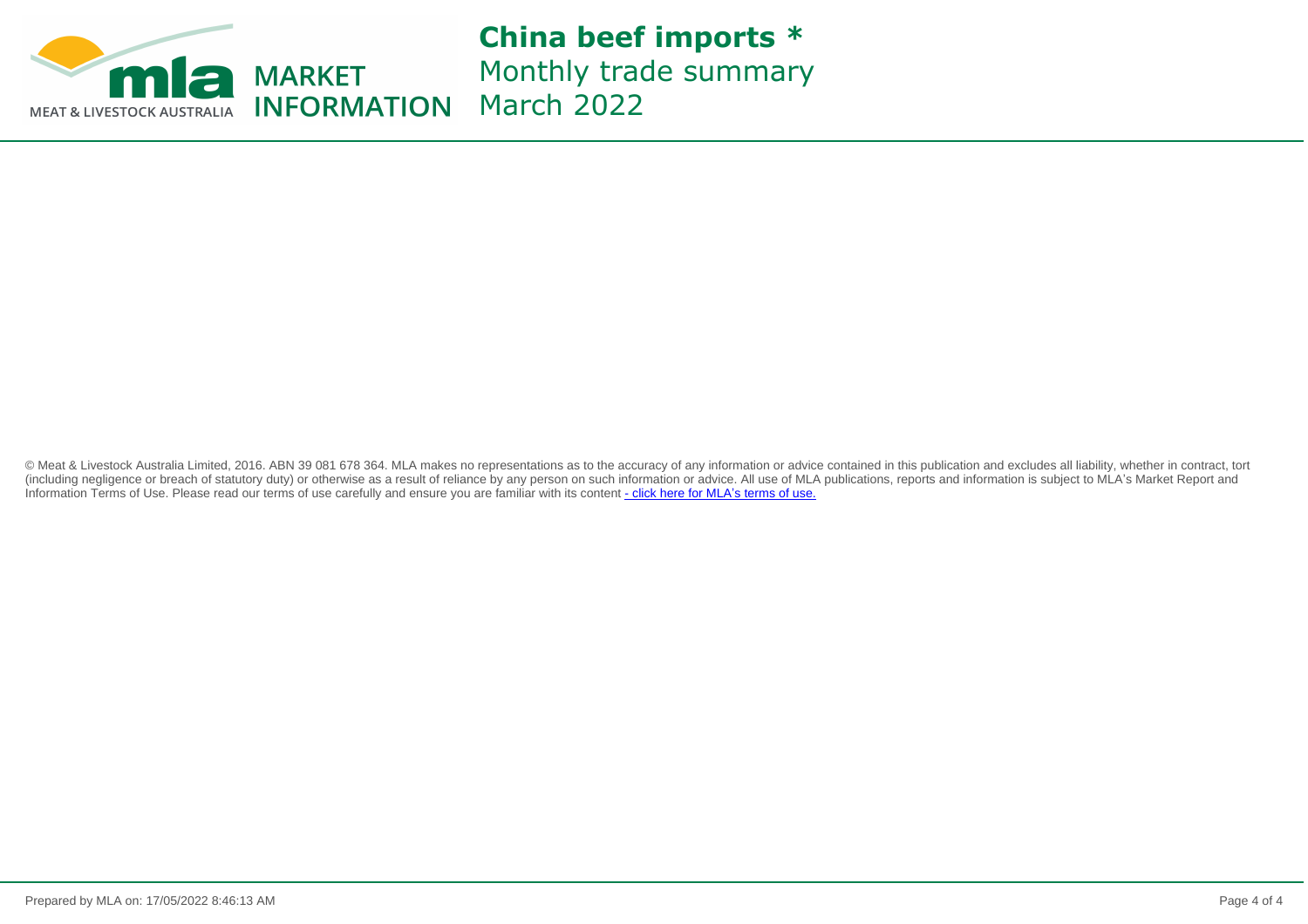# China beef imports *

Monthly trade summary

March 2022

© Meat & Livestock Australia Limited, 2016. ABN 39 081 678 364. MLA makes no representations as to the accuracy of any information or advice contained in this publication and excludes all liability, whether in contract, tort (including negligence or breach of statutory duty) or otherwise as a result of reliance by any person on such information or advice. All use of MLA publications, reports and information is subject to MLA's Market Report and Information Terms of Use. Please read our terms of use carefully and ensure you are familiar with its content - click here for MLA's terms of use.

Prepared by MLA on: 17/05/2022 8:46:13 AM